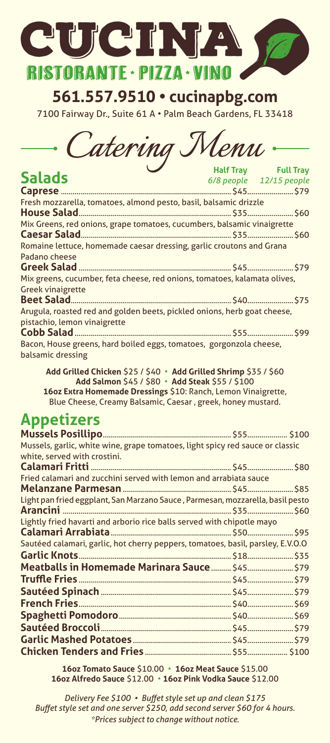# CUCINA

## RISTORANTE • PIZZA • VINO

**561.557.9510 • cucinapbg.com**

7100 Fairway Dr., Suite 61 A • Palm Beach Gardens, FL 33418

# Catering Menu

## Salads

| | Half Tray *6/8 people* | Full Tray *12/15 people* |
|---|---|---|
| **Caprese** | $45 | $79 |
| Fresh mozzarella, tomatoes, almond pesto, basil, balsamic drizzle | | |
| **House Salad** | $35 | $60 |
| Mix Greens, red onions, grape tomatoes, cucumbers, balsamic vinaigrette | | |
| **Caesar Salad** | $35 | $60 |
| Romaine lettuce, homemade caesar dressing, garlic croutons and Grana Padano cheese | | |
| **Greek Salad** | $45 | $79 |
| Mix greens, cucumber, feta cheese, red onions, tomatoes, kalamata olives, Greek vinaigrette | | |
| **Beet Salad** | $40 | $75 |
| Arugula, roasted red and golden beets, pickled onions, herb goat cheese, pistachio, lemon vinaigrette | | |
| **Cobb Salad** | $55 | $99 |
| Bacon, House greens, hard boiled eggs, tomatoes, gorgonzola cheese, balsamic dressing | | |

**Add Grilled Chicken** $25 / $40 • **Add Grilled Shrimp** $35 / $60
**Add Salmon** $45 / $80 • **Add Steak** $55 / $100
**16oz Extra Homemade Dressings** $10: Ranch, Lemon Vinaigrette, Blue Cheese, Creamy Balsamic, Caesar , greek, honey mustard.

## Appetizers

| | Half Tray | Full Tray |
|---|---|---|
| **Mussels Posillipo** | $55 | $100 |
| Mussels, garlic, white wine, grape tomatoes, light spicy red sauce or classic white, served with crostini. | | |
| **Calamari Fritti** | $45 | $80 |
| Fried calamari and zucchini served with lemon and arrabiata sauce | | |
| **Melanzane Parmesan** | $45 | $85 |
| Light pan fried eggplant, San Marzano Sauce , Parmesan, mozzarella, basil pesto | | |
| **Arancini** | $35 | $60 |
| Lightly fried havarti and arborio rice balls served with chipotle mayo | | |
| **Calamari Arrabiata** | $50 | $95 |
| Sautéed calamari, garlic, hot cherry peppers, tomatoes, basil, parsley, E.V.O.O | | |
| **Garlic Knots** | $18 | $35 |
| **Meatballs in Homemade Marinara Sauce** | $45 | $79 |
| **Truffle Fries** | $45 | $79 |
| **Sautéed Spinach** | $45 | $79 |
| **French Fries** | $40 | $69 |
| **Spaghetti Pomodoro** | $40 | $69 |
| **Sautéed Broccoli** | $45 | $79 |
| **Garlic Mashed Potatoes** | $45 | $79 |
| **Chicken Tenders and Fries** | $55 | $100 |

**16oz Tomato Sauce** $10.00 • **16oz Meat Sauce** $15.00
**16oz Alfredo Sauce** $12.00 • **16oz Pink Vodka Sauce** $12.00

*Delivery Fee $100 • Buffet style set up and clean $175*
*Buffet style set and one server $250, add second server $60 for 4 hours.*
*\*Prices subject to change without notice.*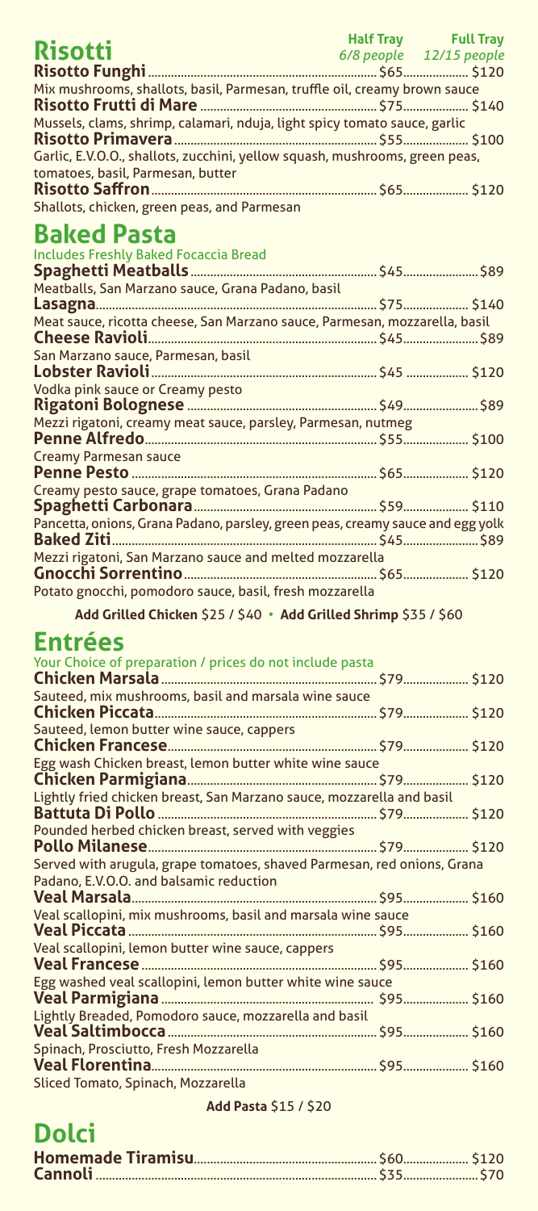## Risotti

| | Half Tray *6/8 people* | Full Tray *12/15 people* |
|---|---|---|
| **Risotto Funghi**<br>Mix mushrooms, shallots, basil, Parmesan, truffle oil, creamy brown sauce | $65 | $120 |
| **Risotto Frutti di Mare**<br>Mussels, clams, shrimp, calamari, nduja, light spicy tomato sauce, garlic | $75 | $140 |
| **Risotto Primavera**<br>Garlic, E.V.O.O., shallots, zucchini, yellow squash, mushrooms, green peas, tomatoes, basil, Parmesan, butter | $55 | $100 |
| **Risotto Saffron**<br>Shallots, chicken, green peas, and Parmesan | $65 | $120 |

## Baked Pasta

Includes Freshly Baked Focaccia Bread

| | | |
|---|---|---|
| **Spaghetti Meatballs**<br>Meatballs, San Marzano sauce, Grana Padano, basil | $45 | $89 |
| **Lasagna**<br>Meat sauce, ricotta cheese, San Marzano sauce, Parmesan, mozzarella, basil | $75 | $140 |
| **Cheese Ravioli**<br>San Marzano sauce, Parmesan, basil | $45 | $89 |
| **Lobster Ravioli**<br>Vodka pink sauce or Creamy pesto | $45 | $120 |
| **Rigatoni Bolognese**<br>Mezzi rigatoni, creamy meat sauce, parsley, Parmesan, nutmeg | $49 | $89 |
| **Penne Alfredo**<br>Creamy Parmesan sauce | $55 | $100 |
| **Penne Pesto**<br>Creamy pesto sauce, grape tomatoes, Grana Padano | $65 | $120 |
| **Spaghetti Carbonara**<br>Pancetta, onions, Grana Padano, parsley, green peas, creamy sauce and egg yolk | $59 | $110 |
| **Baked Ziti**<br>Mezzi rigatoni, San Marzano sauce and melted mozzarella | $45 | $89 |
| **Gnocchi Sorrentino**<br>Potato gnocchi, pomodoro sauce, basil, fresh mozzarella | $65 | $120 |

**Add Grilled Chicken** $25 / $40 • **Add Grilled Shrimp** $35 / $60

## Entrées

Your Choice of preparation / prices do not include pasta

| | | |
|---|---|---|
| **Chicken Marsala**<br>Sauteed, mix mushrooms, basil and marsala wine sauce | $79 | $120 |
| **Chicken Piccata**<br>Sauteed, lemon butter wine sauce, cappers | $79 | $120 |
| **Chicken Francese**<br>Egg wash Chicken breast, lemon butter white wine sauce | $79 | $120 |
| **Chicken Parmigiana**<br>Lightly fried chicken breast, San Marzano sauce, mozzarella and basil | $79 | $120 |
| **Battuta Di Pollo**<br>Pounded herbed chicken breast, served with veggies | $79 | $120 |
| **Pollo Milanese**<br>Served with arugula, grape tomatoes, shaved Parmesan, red onions, Grana Padano, E.V.O.O. and balsamic reduction | $79 | $120 |
| **Veal Marsala**<br>Veal scallopini, mix mushrooms, basil and marsala wine sauce | $95 | $160 |
| **Veal Piccata**<br>Veal scallopini, lemon butter wine sauce, cappers | $95 | $160 |
| **Veal Francese**<br>Egg washed veal scallopini, lemon butter white wine sauce | $95 | $160 |
| **Veal Parmigiana**<br>Lightly Breaded, Pomodoro sauce, mozzarella and basil | $95 | $160 |
| **Veal Saltimbocca**<br>Spinach, Prosciutto, Fresh Mozzarella | $95 | $160 |
| **Veal Florentina**<br>Sliced Tomato, Spinach, Mozzarella | $95 | $160 |

**Add Pasta** $15 / $20

## Dolci

| | | |
|---|---|---|
| **Homemade Tiramisu** | $60 | $120 |
| **Cannoli** | $35 | $70 |